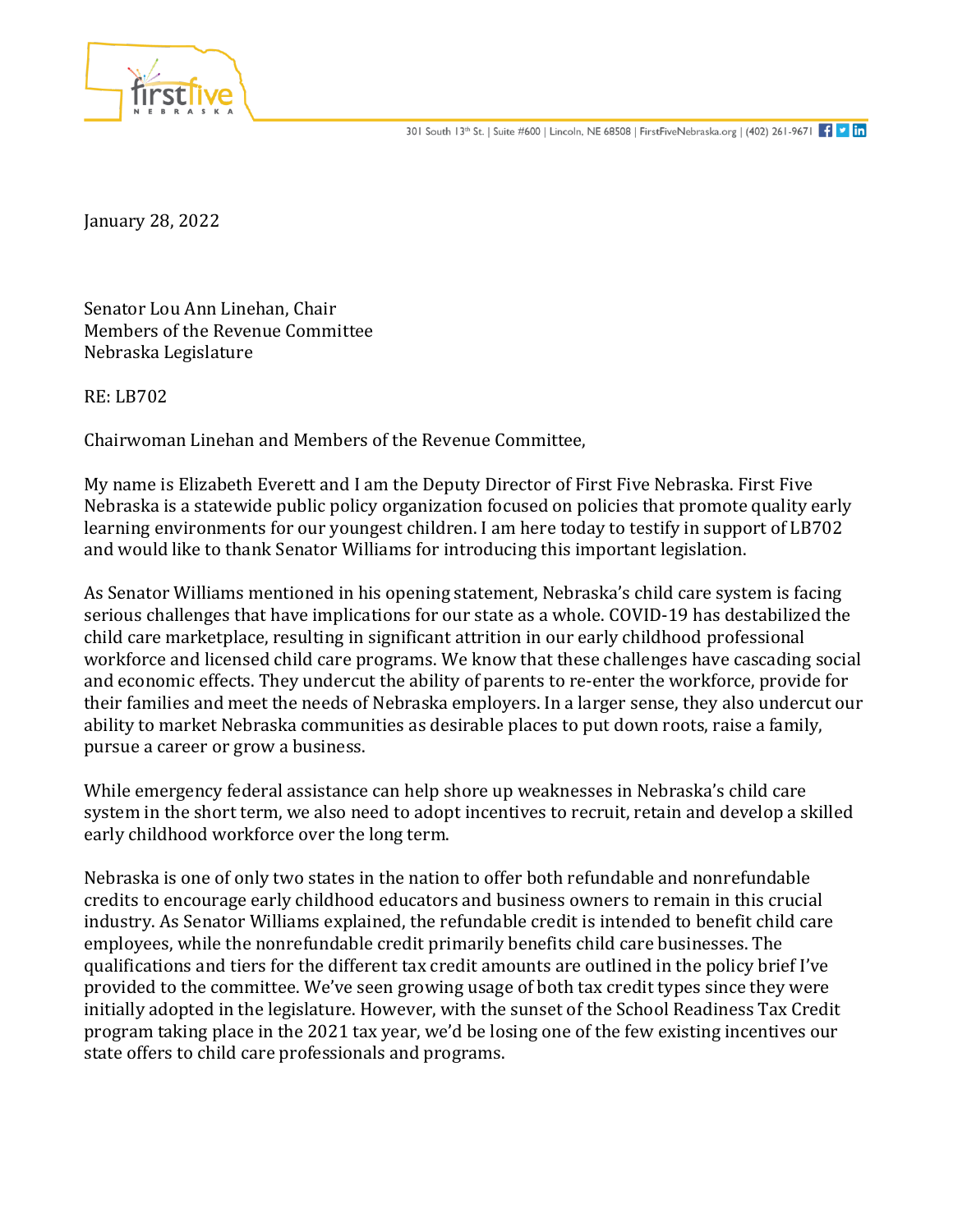January 28, 2022

Senator Lou Ann Linehan, Chair
Members of the Revenue Committee
Nebraska Legislature

RE: LB702

Chairwoman Linehan and Members of the Revenue Committee,

My name is Elizabeth Everett and I am the Deputy Director of First Five Nebraska. First Five Nebraska is a statewide public policy organization focused on policies that promote quality early learning environments for our youngest children. I am here today to testify in support of LB702 and would like to thank Senator Williams for introducing this important legislation.

As Senator Williams mentioned in his opening statement, Nebraska's child care system is facing serious challenges that have implications for our state as a whole. COVID-19 has destabilized the child care marketplace, resulting in significant attrition in our early childhood professional workforce and licensed child care programs. We know that these challenges have cascading social and economic effects. They undercut the ability of parents to re-enter the workforce, provide for their families and meet the needs of Nebraska employers. In a larger sense, they also undercut our ability to market Nebraska communities as desirable places to put down roots, raise a family, pursue a career or grow a business.

While emergency federal assistance can help shore up weaknesses in Nebraska's child care system in the short term, we also need to adopt incentives to recruit, retain and develop a skilled early childhood workforce over the long term.

Nebraska is one of only two states in the nation to offer both refundable and nonrefundable credits to encourage early childhood educators and business owners to remain in this crucial industry. As Senator Williams explained, the refundable credit is intended to benefit child care employees, while the nonrefundable credit primarily benefits child care businesses. The qualifications and tiers for the different tax credit amounts are outlined in the policy brief I've provided to the committee. We've seen growing usage of both tax credit types since they were initially adopted in the legislature. However, with the sunset of the School Readiness Tax Credit program taking place in the 2021 tax year, we'd be losing one of the few existing incentives our state offers to child care professionals and programs.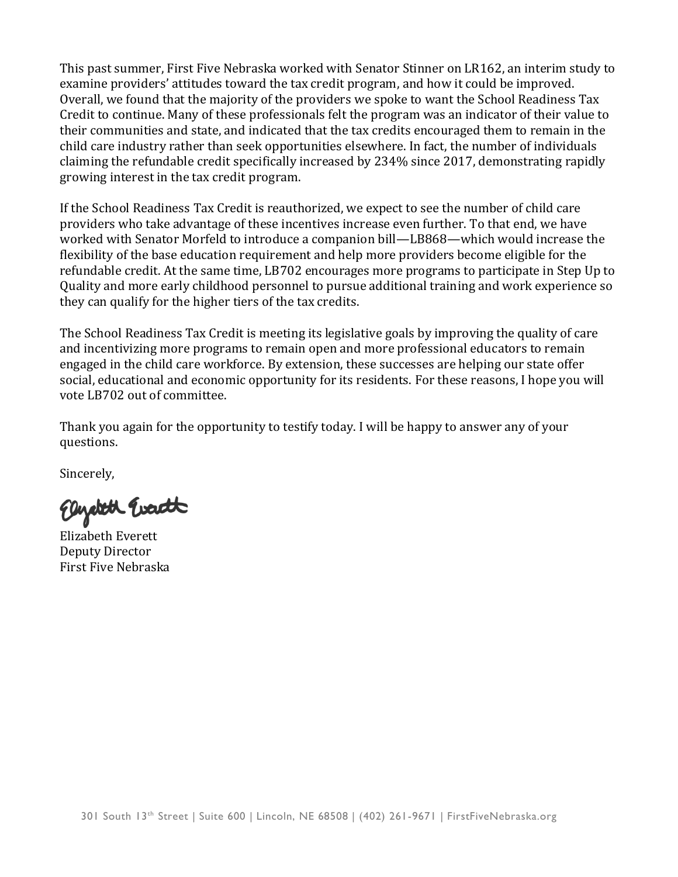This past summer, First Five Nebraska worked with Senator Stinner on LR162, an interim study to examine providers' attitudes toward the tax credit program, and how it could be improved. Overall, we found that the majority of the providers we spoke to want the School Readiness Tax Credit to continue. Many of these professionals felt the program was an indicator of their value to their communities and state, and indicated that the tax credits encouraged them to remain in the child care industry rather than seek opportunities elsewhere. In fact, the number of individuals claiming the refundable credit specifically increased by 234% since 2017, demonstrating rapidly growing interest in the tax credit program.

If the School Readiness Tax Credit is reauthorized, we expect to see the number of child care providers who take advantage of these incentives increase even further. To that end, we have worked with Senator Morfeld to introduce a companion bill—LB868—which would increase the flexibility of the base education requirement and help more providers become eligible for the refundable credit. At the same time, LB702 encourages more programs to participate in Step Up to Quality and more early childhood personnel to pursue additional training and work experience so they can qualify for the higher tiers of the tax credits.

The School Readiness Tax Credit is meeting its legislative goals by improving the quality of care and incentivizing more programs to remain open and more professional educators to remain engaged in the child care workforce. By extension, these successes are helping our state offer social, educational and economic opportunity for its residents. For these reasons, I hope you will vote LB702 out of committee.

Thank you again for the opportunity to testify today. I will be happy to answer any of your questions.

Sincerely,

Elizabeth Everett
Deputy Director
First Five Nebraska

301 South 13th Street | Suite 600 | Lincoln, NE 68508 | (402) 261-9671 | FirstFiveNebraska.org